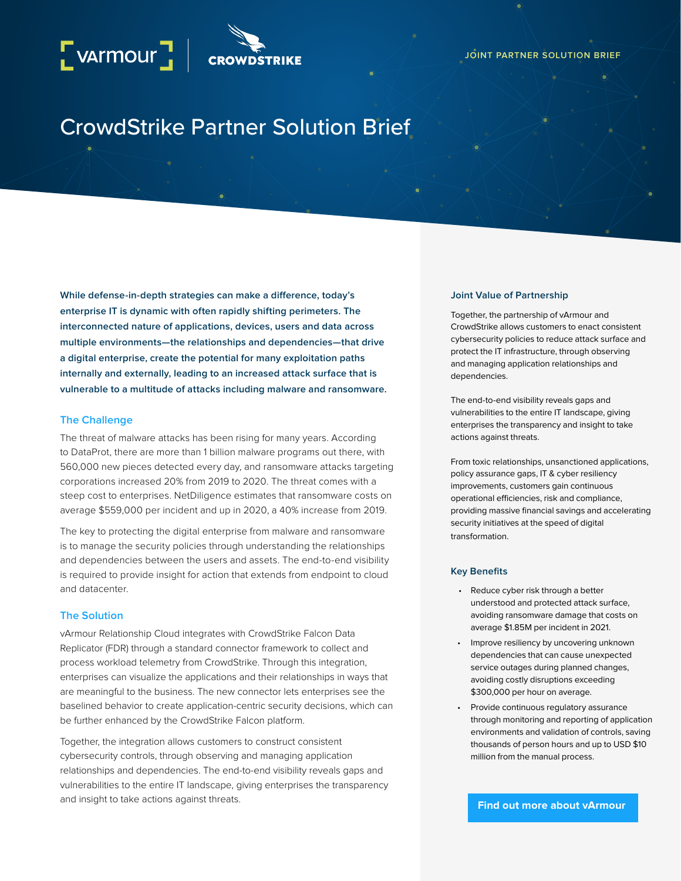JOINT PARTNER SOLUTION BRIEF

# CrowdStrike Partner Solution Brief

**While defense-in-depth strategies can make a difference, today's enterprise IT is dynamic with often rapidly shifting perimeters. The interconnected nature of applications, devices, users and data across multiple environments—the relationships and dependencies—that drive a digital enterprise, create the potential for many exploitation paths internally and externally, leading to an increased attack surface that is vulnerable to a multitude of attacks including malware and ransomware.**

## The Challenge

The threat of malware attacks has been rising for many years. According to DataProt, there are more than 1 billion malware programs out there, with 560,000 new pieces detected every day, and ransomware attacks targeting corporations increased 20% from 2019 to 2020. The threat comes with a steep cost to enterprises. NetDiligence estimates that ransomware costs on average $559,000 per incident and up in 2020, a 40% increase from 2019.

The key to protecting the digital enterprise from malware and ransomware is to manage the security policies through understanding the relationships and dependencies between the users and assets. The end-to-end visibility is required to provide insight for action that extends from endpoint to cloud and datacenter.

## The Solution

vArmour Relationship Cloud integrates with CrowdStrike Falcon Data Replicator (FDR) through a standard connector framework to collect and process workload telemetry from CrowdStrike. Through this integration, enterprises can visualize the applications and their relationships in ways that are meaningful to the business. The new connector lets enterprises see the baselined behavior to create application-centric security decisions, which can be further enhanced by the CrowdStrike Falcon platform.

Together, the integration allows customers to construct consistent cybersecurity controls, through observing and managing application relationships and dependencies. The end-to-end visibility reveals gaps and vulnerabilities to the entire IT landscape, giving enterprises the transparency and insight to take actions against threats.

### Joint Value of Partnership

Together, the partnership of vArmour and CrowdStrike allows customers to enact consistent cybersecurity policies to reduce attack surface and protect the IT infrastructure, through observing and managing application relationships and dependencies.

The end-to-end visibility reveals gaps and vulnerabilities to the entire IT landscape, giving enterprises the transparency and insight to take actions against threats.

From toxic relationships, unsanctioned applications, policy assurance gaps, IT & cyber resiliency improvements, customers gain continuous operational efficiencies, risk and compliance, providing massive financial savings and accelerating security initiatives at the speed of digital transformation.

### Key Benefits

- Reduce cyber risk through a better understood and protected attack surface, avoiding ransomware damage that costs on average $1.85M per incident in 2021.
- Improve resiliency by uncovering unknown dependencies that can cause unexpected service outages during planned changes, avoiding costly disruptions exceeding $300,000 per hour on average.
- Provide continuous regulatory assurance through monitoring and reporting of application environments and validation of controls, saving thousands of person hours and up to USD $10 million from the manual process.

**Find out more about vArmour**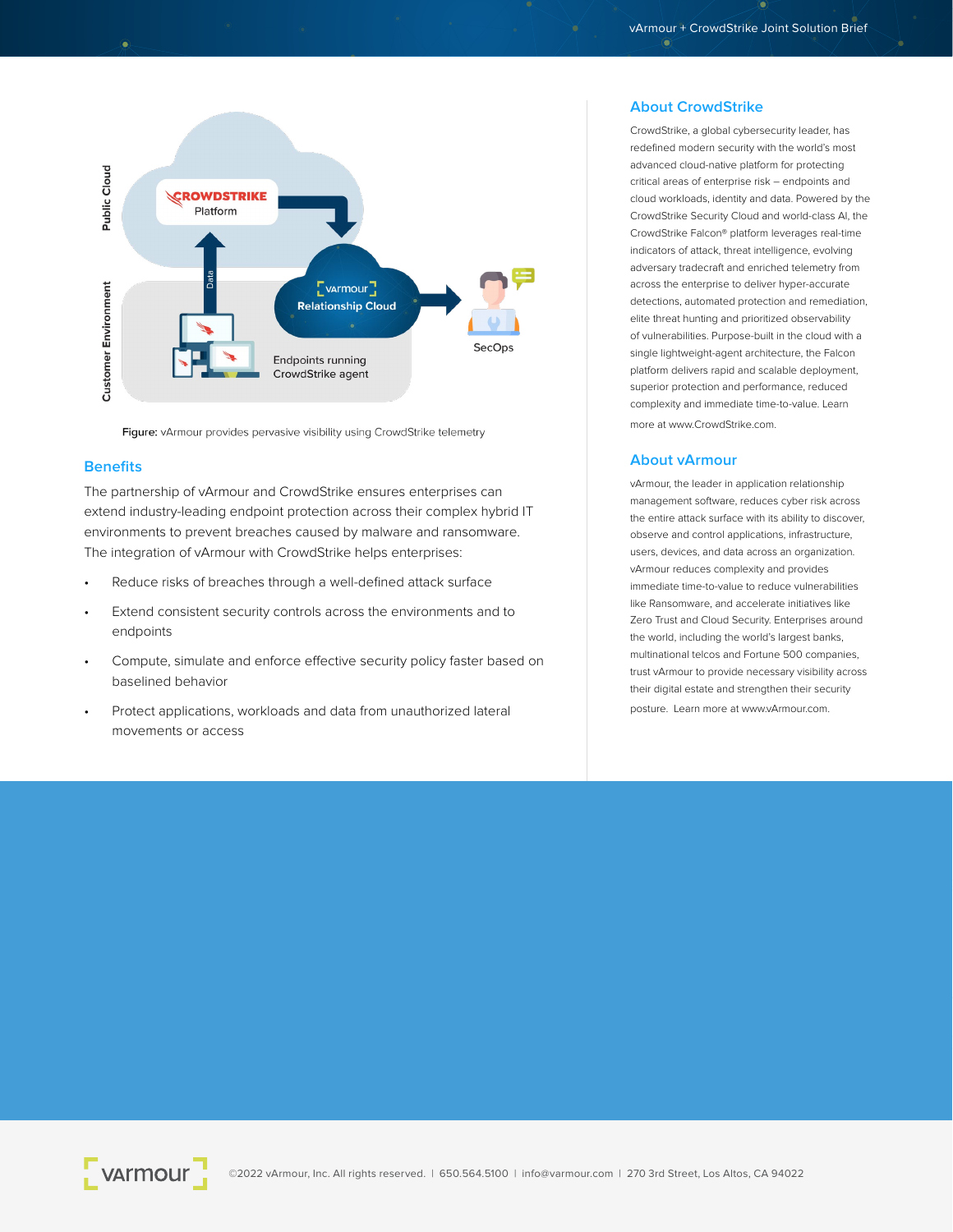Public Cloud

CROWDSTRIKE Platform

Data

varmour Relationship Cloud

SecOps

Customer Environment

Endpoints running CrowdStrike agent

**Figure:** vArmour provides pervasive visibility using CrowdStrike telemetry

## Benefits

The partnership of vArmour and CrowdStrike ensures enterprises can extend industry-leading endpoint protection across their complex hybrid IT environments to prevent breaches caused by malware and ransomware. The integration of vArmour with CrowdStrike helps enterprises:

- Reduce risks of breaches through a well-defined attack surface
- Extend consistent security controls across the environments and to endpoints
- Compute, simulate and enforce effective security policy faster based on baselined behavior
- Protect applications, workloads and data from unauthorized lateral movements or access

## About CrowdStrike

CrowdStrike, a global cybersecurity leader, has redefined modern security with the world's most advanced cloud-native platform for protecting critical areas of enterprise risk – endpoints and cloud workloads, identity and data. Powered by the CrowdStrike Security Cloud and world-class AI, the CrowdStrike Falcon® platform leverages real-time indicators of attack, threat intelligence, evolving adversary tradecraft and enriched telemetry from across the enterprise to deliver hyper-accurate detections, automated protection and remediation, elite threat hunting and prioritized observability of vulnerabilities. Purpose-built in the cloud with a single lightweight-agent architecture, the Falcon platform delivers rapid and scalable deployment, superior protection and performance, reduced complexity and immediate time-to-value. Learn more at www.CrowdStrike.com.

## About vArmour

vArmour, the leader in application relationship management software, reduces cyber risk across the entire attack surface with its ability to discover, observe and control applications, infrastructure, users, devices, and data across an organization. vArmour reduces complexity and provides immediate time-to-value to reduce vulnerabilities like Ransomware, and accelerate initiatives like Zero Trust and Cloud Security. Enterprises around the world, including the world's largest banks, multinational telcos and Fortune 500 companies, trust vArmour to provide necessary visibility across their digital estate and strengthen their security posture. Learn more at www.vArmour.com.

varmour

©2022 vArmour, Inc. All rights reserved. | 650.564.5100 | info@varmour.com | 270 3rd Street, Los Altos, CA 94022